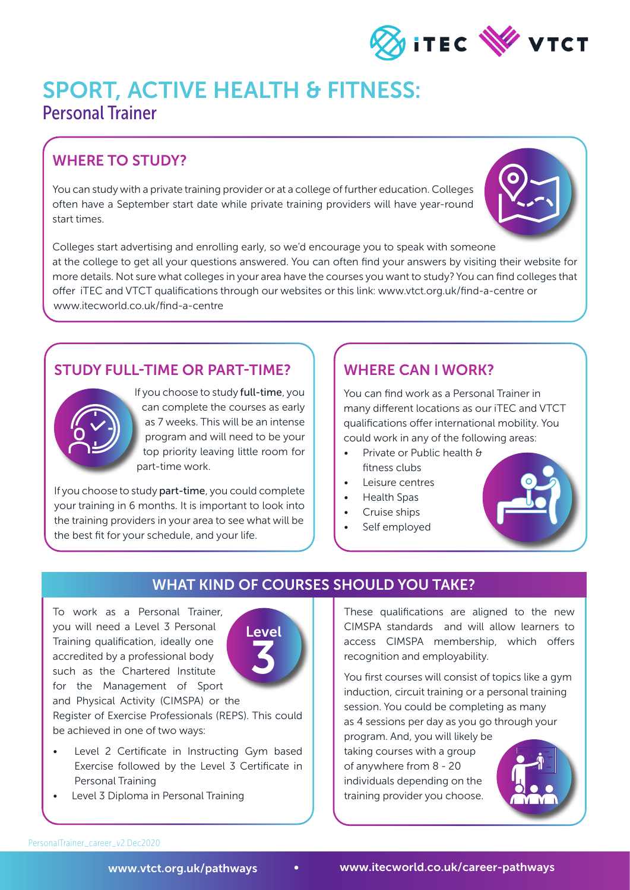// iTEC VTCT

# SPORT, ACTIVE HEALTH & FITNESS:

## Personal Trainer

### WHERE TO STUDY?

You can study with a private training provider or at a college of further education. Colleges often have a September start date while private training providers will have year-round start times.

Colleges start advertising and enrolling early, so we'd encourage you to speak with someone at the college to get all your questions answered. You can often find your answers by visiting their website for more details. Not sure what colleges in your area have the courses you want to study? You can find colleges that offer iTEC and VTCT qualifications through our websites or this link: www.vtct.org.uk/find-a-centre or www.itecworld.co.uk/find-a-centre

### STUDY FULL-TIME OR PART-TIME?

If you choose to study **full-time**, you can complete the courses as early as 7 weeks. This will be an intense program and will need to be your top priority leaving little room for part-time work.

If you choose to study **part-time**, you could complete your training in 6 months. It is important to look into the training providers in your area to see what will be the best fit for your schedule, and your life.

### WHERE CAN I WORK?

You can find work as a Personal Trainer in many different locations as our iTEC and VTCT qualifications offer international mobility. You could work in any of the following areas:

- Private or Public health & fitness clubs
- Leisure centres
- Health Spas
- Cruise ships
- Self employed

### WHAT KIND OF COURSES SHOULD YOU TAKE?

Level 3

To work as a Personal Trainer, you will need a Level 3 Personal Training qualification, ideally one accredited by a professional body such as the Chartered Institute for the Management of Sport and Physical Activity (CIMSPA) or the Register of Exercise Professionals (REPS). This could be achieved in one of two ways:

- Level 2 Certificate in Instructing Gym based Exercise followed by the Level 3 Certificate in Personal Training
- Level 3 Diploma in Personal Training

These qualifications are aligned to the new CIMSPA standards and will allow learners to access CIMSPA membership, which offers recognition and employability.

You first courses will consist of topics like a gym induction, circuit training or a personal training session. You could be completing as many as 4 sessions per day as you go through your program. And, you will likely be taking courses with a group of anywhere from 8 - 20 individuals depending on the training provider you choose.

PersonalTrainer_career_v2.Dec2020

www.vtct.org.uk/pathways • www.itecworld.co.uk/career-pathways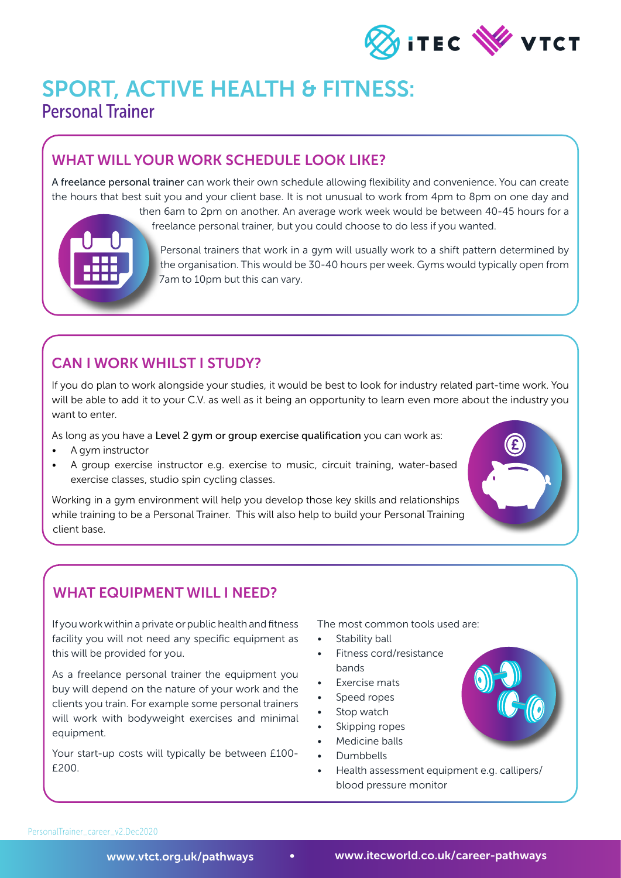# SPORT, ACTIVE HEALTH & FITNESS:
## Personal Trainer

### WHAT WILL YOUR WORK SCHEDULE LOOK LIKE?

**A freelance personal trainer** can work their own schedule allowing flexibility and convenience. You can create the hours that best suit you and your client base. It is not unusual to work from 4pm to 8pm on one day and then 6am to 2pm on another. An average work week would be between 40-45 hours for a freelance personal trainer, but you could choose to do less if you wanted.

Personal trainers that work in a gym will usually work to a shift pattern determined by the organisation. This would be 30-40 hours per week. Gyms would typically open from 7am to 10pm but this can vary.

### CAN I WORK WHILST I STUDY?

If you do plan to work alongside your studies, it would be best to look for industry related part-time work. You will be able to add it to your C.V. as well as it being an opportunity to learn even more about the industry you want to enter.

As long as you have a **Level 2 gym or group exercise qualification** you can work as:

- A gym instructor
- A group exercise instructor e.g. exercise to music, circuit training, water-based exercise classes, studio spin cycling classes.

Working in a gym environment will help you develop those key skills and relationships while training to be a Personal Trainer. This will also help to build your Personal Training client base.

### WHAT EQUIPMENT WILL I NEED?

If you work within a private or public health and fitness facility you will not need any specific equipment as this will be provided for you.

As a freelance personal trainer the equipment you buy will depend on the nature of your work and the clients you train. For example some personal trainers will work with bodyweight exercises and minimal equipment.

Your start-up costs will typically be between £100-£200.

The most common tools used are:

- Stability ball
- Fitness cord/resistance bands
- Exercise mats
- Speed ropes
- Stop watch
- Skipping ropes
- Medicine balls
- Dumbbells
- Health assessment equipment e.g. callipers/ blood pressure monitor

PersonalTrainer_career_v2.Dec2020

www.vtct.org.uk/pathways • www.itecworld.co.uk/career-pathways